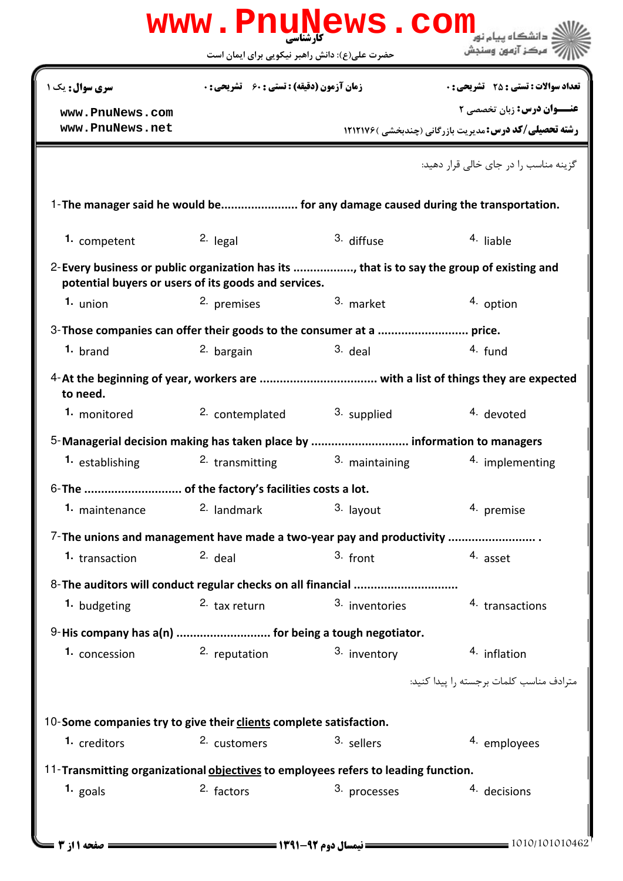کارشناسی

حضرت علی(ع): دانش راهبر نیکویی برای ایمان است

دانشگاه پیام نور
مرکز آزمون وسنجش

**تعداد سوالات : تستی : ۲۵ تشریحی : ۰** | **زمان آزمون (دقیقه) : تستی : ۶۰ تشریحی : ۰** | **سری سوال :** یک ۱

**عنـــوان درس:** زبان تخصصی ۲

**رشته تحصیلی/کد درس:** مدیریت بازرگانی (چندبخشی )۱۲۱۲۱۷۶

www.PnuNews.com
www.PnuNews.net

گزینه مناسب را در جای خالی قرار دهید:

1- **The manager said he would be...................... for any damage caused during the transportation.**

1. competent
2. legal
3. diffuse
4. liable

2- **Every business or public organization has its .................., that is to say the group of existing and potential buyers or users of its goods and services.**

1. union
2. premises
3. market
4. option

3- **Those companies can offer their goods to the consumer at a .......................... price.**

1. brand
2. bargain
3. deal
4. fund

4- **At the beginning of year, workers are .................................. with a list of things they are expected to need.**

1. monitored
2. contemplated
3. supplied
4. devoted

5- **Managerial decision making has taken place by ............................ information to managers**

1. establishing
2. transmitting
3. maintaining
4. implementing

6- **The ............................ of the factory's facilities costs a lot.**

1. maintenance
2. landmark
3. layout
4. premise

7- **The unions and management have made a two-year pay and productivity ......................... .**

1. transaction
2. deal
3. front
4. asset

8- **The auditors will conduct regular checks on all financial .............................**

1. budgeting
2. tax return
3. inventories
4. transactions

9- **His company has a(n) ........................... for being a tough negotiator.**

1. concession
2. reputation
3. inventory
4. inflation

مترادف مناسب کلمات برجسته را پیدا کنید:

10- **Some companies try to give their <u>clients</u> complete satisfaction.**

1. creditors
2. customers
3. sellers
4. employees

11- **Transmitting organizational <u>objectives</u> to employees refers to leading function.**

1. goals
2. factors
3. processes
4. decisions

نیمسال دوم ۹۲-۱۳۹۱

1010/101010462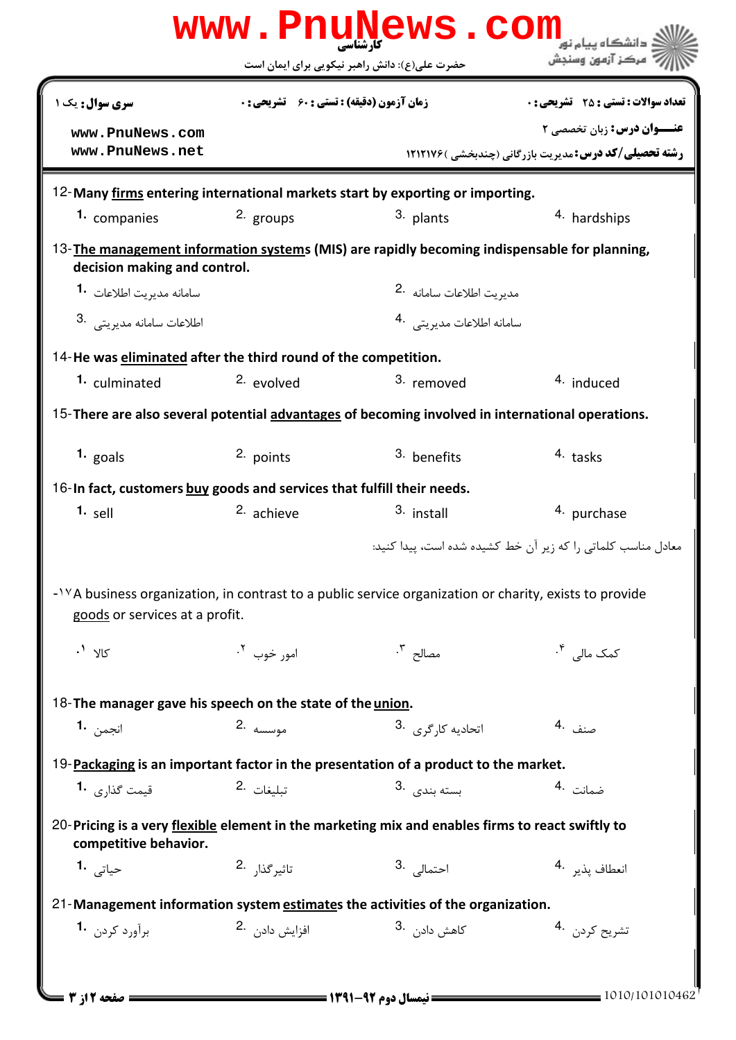**سری سوال:** یک ۱ | **زمان آزمون (دقیقه) : تستی : ۶۰ تشریحی : ۰** | **تعداد سوالات : تستی : ۲۵ تشریحی : ۰**

**عنوان درس:** زبان تخصصی ۲

**رشته تحصیلی/کد درس:** مدیریت بازرگانی (چندبخشی )۱۲۱۲۱۷۶

12- **Many firms entering international markets start by exporting or importing.**

1. companies
2. groups
3. plants
4. hardships

13- **The management information systems (MIS) are rapidly becoming indispensable for planning, decision making and control.**

1. سامانه مدیریت اطلاعات
2. مدیریت اطلاعات سامانه
3. اطلاعات سامانه مدیریتی
4. سامانه اطلاعات مدیریتی

14- **He was eliminated after the third round of the competition.**

1. culminated
2. evolved
3. removed
4. induced

15- **There are also several potential advantages of becoming involved in international operations.**

1. goals
2. points
3. benefits
4. tasks

16- **In fact, customers buy goods and services that fulfill their needs.**

1. sell
2. achieve
3. install
4. purchase

معادل مناسب کلماتی را که زیر آن خط کشیده شده است، پیدا کنید:

17- A business organization, in contrast to a public service organization or charity, exists to provide goods or services at a profit.

1. کالا
2. امور خوب
3. مصالح
4. کمک مالی

18- **The manager gave his speech on the state of the union.**

1. انجمن
2. موسسه
3. اتحادیه کارگری
4. صنف

19- **Packaging is an important factor in the presentation of a product to the market.**

1. قیمت گذاری
2. تبلیغات
3. بسته بندی
4. ضمانت

20- **Pricing is a very flexible element in the marketing mix and enables firms to react swiftly to competitive behavior.**

1. حیاتی
2. تاثیرگذار
3. احتمالی
4. انعطاف پذیر

21- **Management information system estimates the activities of the organization.**

1. برآورد کردن
2. افزایش دادن
3. کاهش دادن
4. تشریح کردن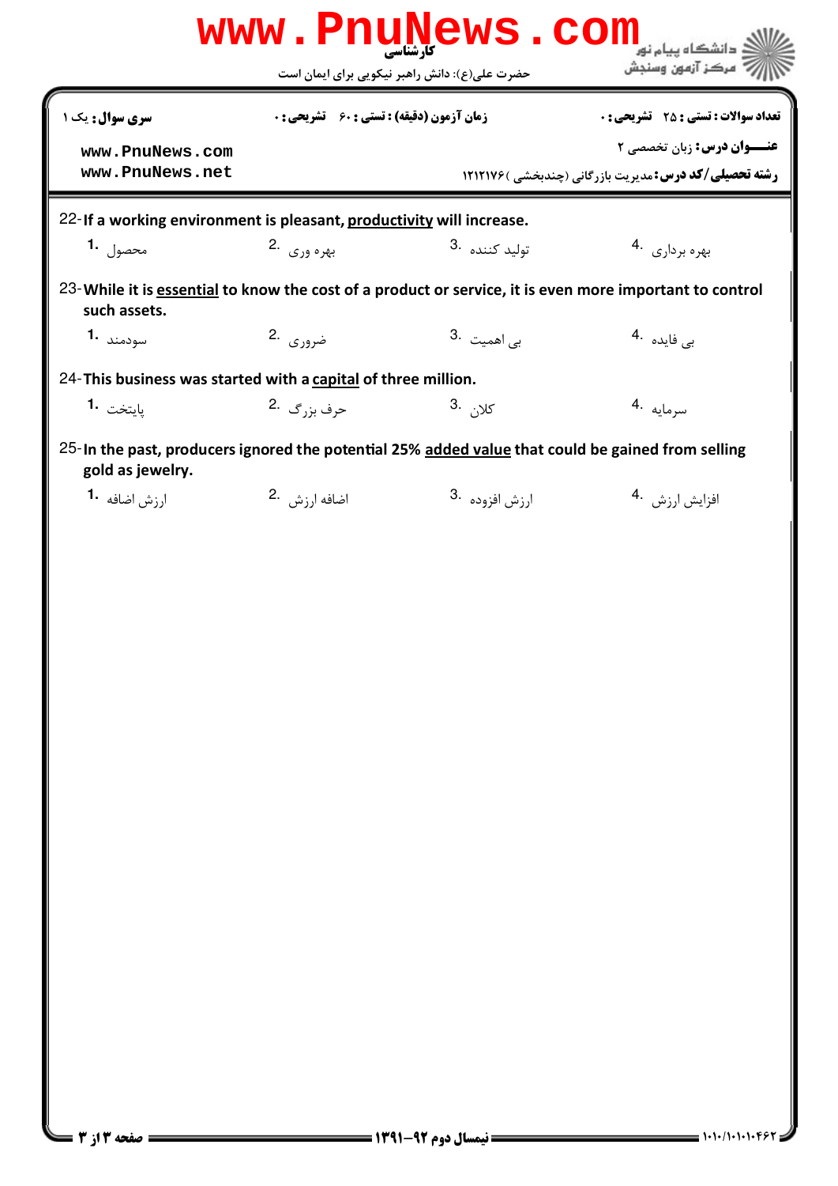22-If a working environment is pleasant, productivity will increase.

1. محصول
2. بهره وری
3. تولید کننده
4. بهره برداری

23-While it is essential to know the cost of a product or service, it is even more important to control such assets.

1. سودمند
2. ضروری
3. بی اهمیت
4. بی فایده

24-This business was started with a capital of three million.

1. پایتخت
2. حرف بزرگ
3. کلان
4. سرمایه

25-In the past, producers ignored the potential 25% added value that could be gained from selling gold as jewelry.

1. ارزش اضافه
2. اضافه ارزش
3. ارزش افزوده
4. افزایش ارزش